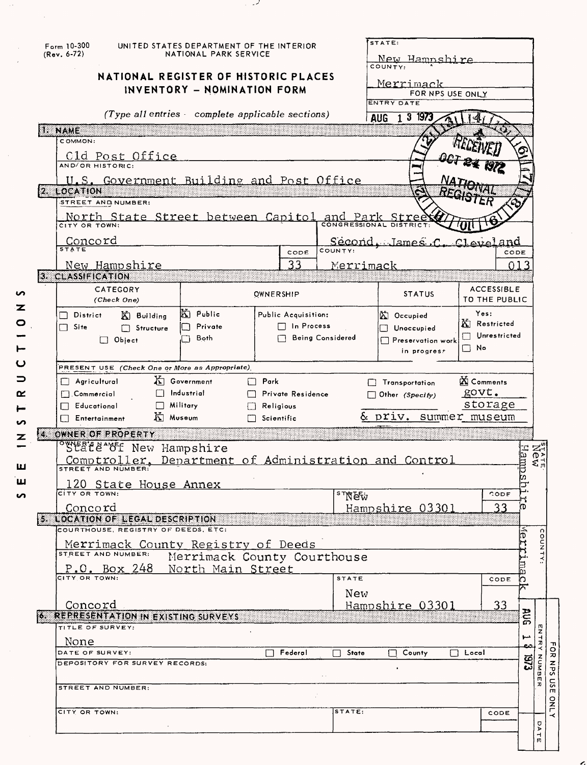Form 10-300
(Rev. 6-72)

UNITED STATES DEPARTMENT OF THE INTERIOR
NATIONAL PARK SERVICE

# NATIONAL REGISTER OF HISTORIC PLACES
# INVENTORY – NOMINATION FORM

*(Type all entries – complete applicable sections)*

| STATE: | New Hampshire |
|---|---|
| COUNTY: | Merrimack |
| FOR NPS USE ONLY | |
| ENTRY DATE | AUG 13 1973 |

RECEIVED OCT 24 1972 NATIONAL REGISTER

SEE INSTRUCTIONS

## 1. NAME

COMMON:

Old Post Office

AND/OR HISTORIC:

U.S. Government Building and Post Office

## 2. LOCATION

STREET AND NUMBER:

North State Street between Capitol and Park Streets

| CITY OR TOWN: | CONGRESSIONAL DISTRICT: | | |
|---|---|---|---|
| Concord | Second, James C. Cleveland | | |
| STATE | CODE | COUNTY: | CODE |
| New Hampshire | 33 | Merrimack | 013 |

## 3. CLASSIFICATION

| CATEGORY (Check One) | OWNERSHIP | | STATUS | ACCESSIBLE TO THE PUBLIC |
|---|---|---|---|---|
| ☐ District ☒ Building | ☒ Public | Public Acquisition: | ☒ Occupied | Yes: |
| ☐ Site ☐ Structure | ☐ Private | ☐ In Process | ☐ Unoccupied | ☒ Restricted |
| ☐ Object | ☐ Both | ☐ Being Considered | ☐ Preservation work in progress | ☐ Unrestricted |
| | | | | ☐ No |

PRESENT USE *(Check One or More as Appropriate)*

| | | | | |
|---|---|---|---|---|
| ☐ Agricultural | ☒ Government | ☐ Park | ☐ Transportation | ☒ Comments govt. storage |
| ☐ Commercial | ☐ Industrial | ☐ Private Residence | ☐ Other (Specify) | |
| ☐ Educational | ☐ Military | ☐ Religious | | |
| ☐ Entertainment | ☒ Museum | ☐ Scientific | & priv. summer museum | |

## 4. OWNER OF PROPERTY

OWNER'S NAME:

State of New Hampshire
Comptroller, Department of Administration and Control

STREET AND NUMBER:

120 State House Annex

| CITY OR TOWN: | STATE: | CODE |
|---|---|---|
| Concord | New Hampshire 03301 | 33 |

## 5. LOCATION OF LEGAL DESCRIPTION

COURTHOUSE, REGISTRY OF DEEDS, ETC:

Merrimack County Registry of Deeds

STREET AND NUMBER: Merrimack County Courthouse
P.O. Box 248 North Main Street

| CITY OR TOWN: | STATE | CODE |
|---|---|---|
| Concord | New Hampshire 03301 | 33 |

## 6. REPRESENTATION IN EXISTING SURVEYS

TITLE OF SURVEY:

None

DATE OF SURVEY: ☐ Federal ☐ State ☐ County ☐ Local

DEPOSITORY FOR SURVEY RECORDS:

STREET AND NUMBER:

CITY OR TOWN: STATE: CODE

STATE: New Hampshire
COUNTY: Merrimack
FOR NPS USE ONLY — ENTRY NUMBER — DATE: AUG 13 1973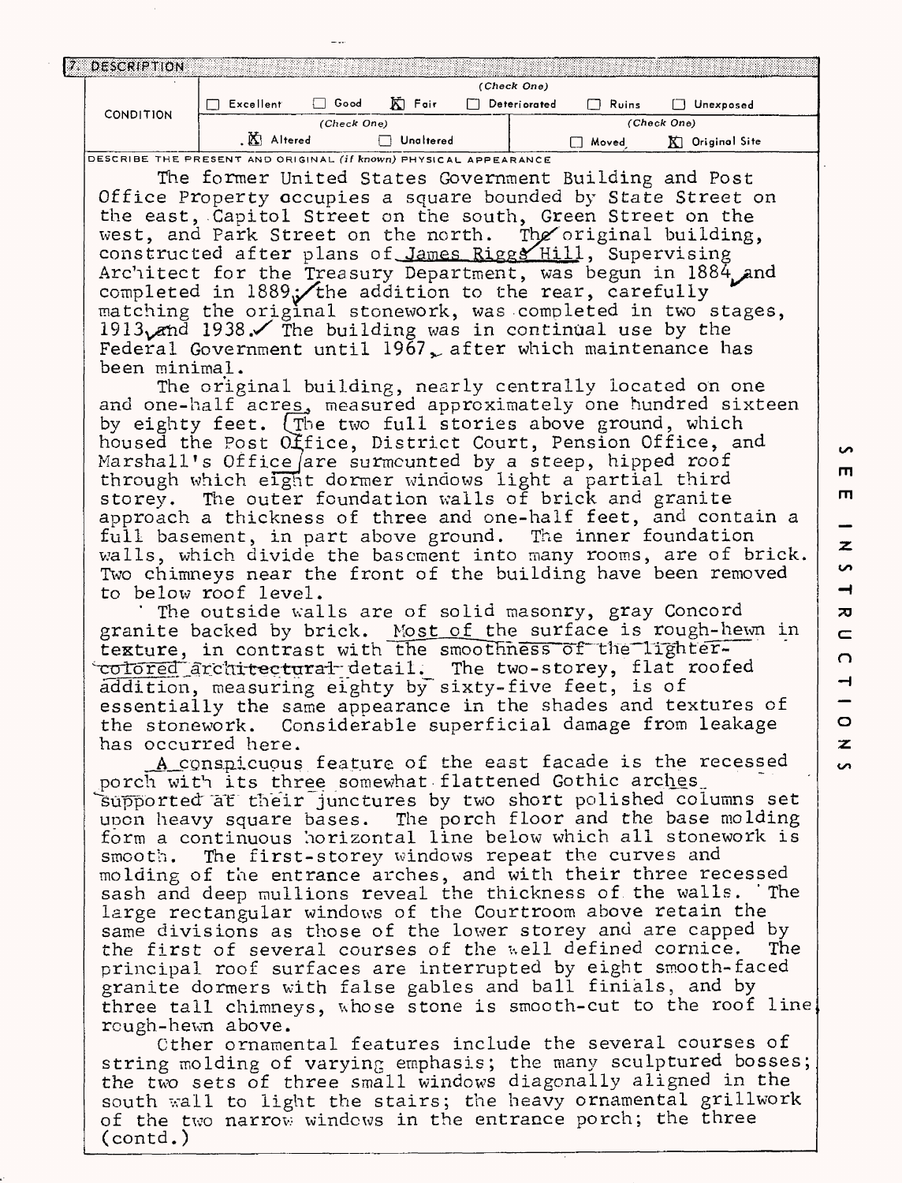## 7. DESCRIPTION

| CONDITION | (Check One) | | | | | |
|---|---|---|---|---|---|---|
| | ☐ Excellent | ☐ Good | ☒ Fair | ☐ Deteriorated | ☐ Ruins | ☐ Unexposed |
| | (Check One) | | | (Check One) | | |
| | ☒ Altered | ☐ Unaltered | | ☐ Moved | ☒ Original Site | |

DESCRIBE THE PRESENT AND ORIGINAL (if known) PHYSICAL APPEARANCE

The former United States Government Building and Post Office Property occupies a square bounded by State Street on the east, Capitol Street on the south, Green Street on the west, and Park Street on the north. The original building, constructed after plans of James Riggs Hill, Supervising Architect for the Treasury Department, was begun in 1884 and completed in 1889; the addition to the rear, carefully matching the original stonework, was completed in two stages, 1913 and 1938. The building was in continual use by the Federal Government until 1967, after which maintenance has been minimal.

The original building, nearly centrally located on one and one-half acres, measured approximately one hundred sixteen by eighty feet. (The two full stories above ground, which housed the Post Office, District Court, Pension Office, and Marshall's Office) are surmounted by a steep, hipped roof through which eight dormer windows light a partial third storey. The outer foundation walls of brick and granite approach a thickness of three and one-half feet, and contain a full basement, in part above ground. The inner foundation walls, which divide the basement into many rooms, are of brick. Two chimneys near the front of the building have been removed to below roof level.

The outside walls are of solid masonry, gray Concord granite backed by brick. Most of the surface is rough-hewn in texture, in contrast with the smoothness of the lighter-colored architectural detail. The two-storey, flat roofed addition, measuring eighty by sixty-five feet, is of essentially the same appearance in the shades and textures of the stonework. Considerable superficial damage from leakage has occurred here.

A conspicuous feature of the east facade is the recessed porch with its three somewhat flattened Gothic arches supported at their junctures by two short polished columns set upon heavy square bases. The porch floor and the base molding form a continuous horizontal line below which all stonework is smooth. The first-storey windows repeat the curves and molding of the entrance arches, and with their three recessed sash and deep mullions reveal the thickness of the walls. The large rectangular windows of the Courtroom above retain the same divisions as those of the lower storey and are capped by the first of several courses of the well defined cornice. The principal roof surfaces are interrupted by eight smooth-faced granite dormers with false gables and ball finials, and by three tall chimneys, whose stone is smooth-cut to the roof line, rough-hewn above.

Other ornamental features include the several courses of string molding of varying emphasis; the many sculptured bosses; the two sets of three small windows diagonally aligned in the south wall to light the stairs; the heavy ornamental grillwork of the two narrow windows in the entrance porch; the three (contd.)

SEE INSTRUCTIONS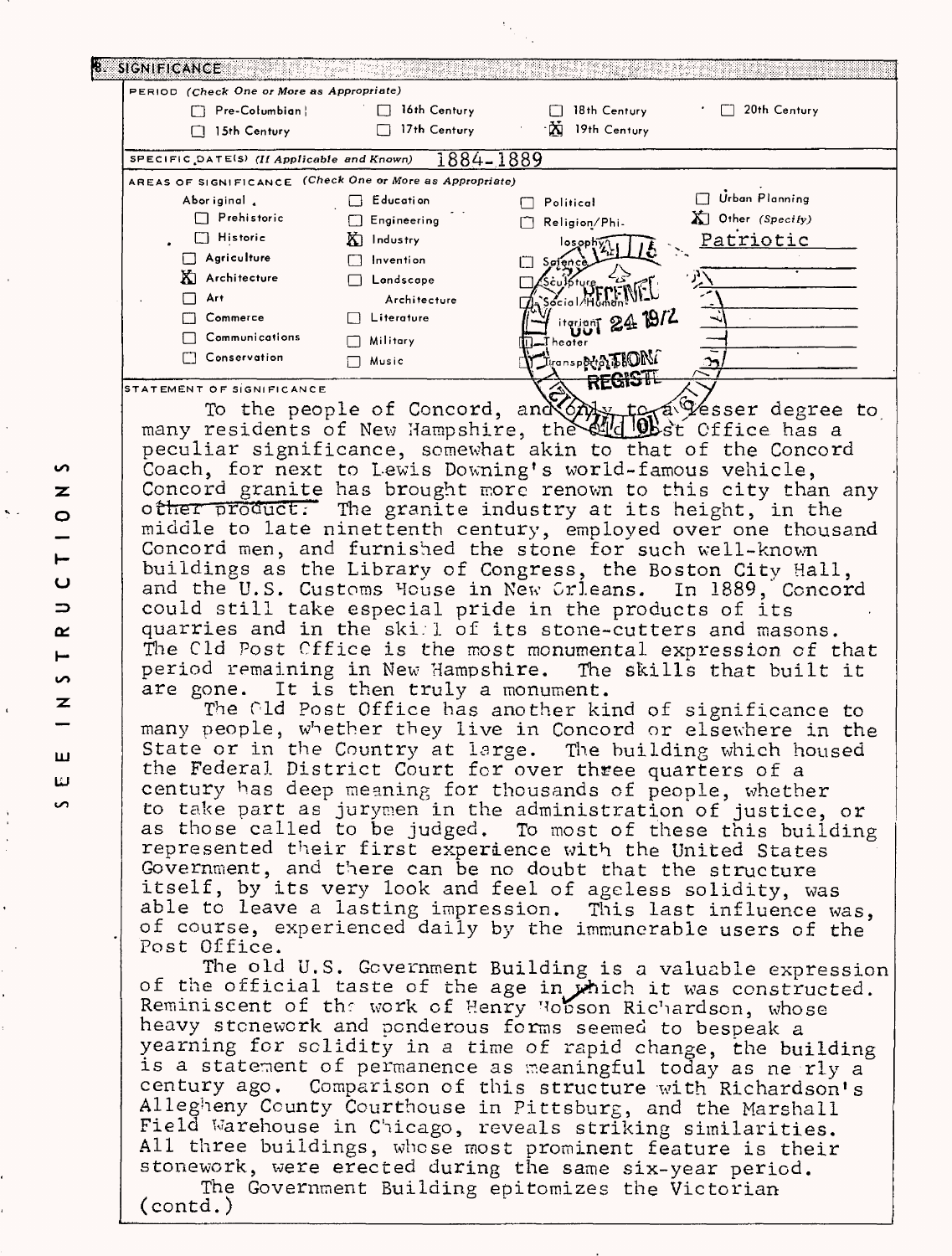## 8. SIGNIFICANCE

**PERIOD** *(Check One or More as Appropriate)*

- [ ] Pre-Columbian
- [ ] 15th Century
- [ ] 16th Century
- [ ] 17th Century
- [ ] 18th Century
- [x] 19th Century
- [ ] 20th Century

**SPECIFIC DATE(S)** *(If Applicable and Known)* 1884-1889

**AREAS OF SIGNIFICANCE** *(Check One or More as Appropriate)*

- Aboriginal
  - [ ] Prehistoric
  - [ ] Historic
- [ ] Agriculture
- [x] Architecture
- [ ] Art
- [ ] Commerce
- [ ] Communications
- [ ] Conservation
- [ ] Education
- [ ] Engineering
- [x] Industry
- [ ] Invention
- [ ] Landscape Architecture
- [ ] Literature
- [ ] Military
- [ ] Music
- [ ] Political
- [ ] Religion/Philosophy
- [ ] Science
- [ ] Sculpture
- [ ] Social/Humanitarian
- [ ] Theater
- [ ] Transportation
- [ ] Urban Planning
- [x] Other (Specify) Patriotic

RECEIVED OCT 24 1972 NATIONAL REGISTER

**STATEMENT OF SIGNIFICANCE**

To the people of Concord, and only to a lesser degree to many residents of New Hampshire, the Old Post Office has a peculiar significance, somewhat akin to that of the Concord Coach, for next to Lewis Downing's world-famous vehicle, Concord granite has brought more renown to this city than any other product. The granite industry at its height, in the middle to late ninetenth century, employed over one thousand Concord men, and furnished the stone for such well-known buildings as the Library of Congress, the Boston City Hall, and the U.S. Customs House in New Orleans. In 1889, Concord could still take especial pride in the products of its quarries and in the skill of its stone-cutters and masons. The Old Post Office is the most monumental expression of that period remaining in New Hampshire. The skills that built it are gone. It is then truly a monument.

The Old Post Office has another kind of significance to many people, whether they live in Concord or elsewhere in the State or in the Country at large. The building which housed the Federal District Court for over three quarters of a century has deep meaning for thousands of people, whether to take part as jurymen in the administration of justice, or as those called to be judged. To most of these this building represented their first experience with the United States Government, and there can be no doubt that the structure itself, by its very look and feel of ageless solidity, was able to leave a lasting impression. This last influence was, of course, experienced daily by the immunerable users of the Post Office.

The old U.S. Government Building is a valuable expression of the official taste of the age in which it was constructed. Reminiscent of the work of Henry Hobson Richardson, whose heavy stonework and ponderous forms seemed to bespeak a yearning for solidity in a time of rapid change, the building is a statement of permanence as meaningful today as nearly a century ago. Comparison of this structure with Richardson's Allegheny County Courthouse in Pittsburg, and the Marshall Field Warehouse in Chicago, reveals striking similarities. All three buildings, whose most prominent feature is their stonework, were erected during the same six-year period.

The Government Building epitomizes the Victorian (contd.)

SEE INSTRUCTIONS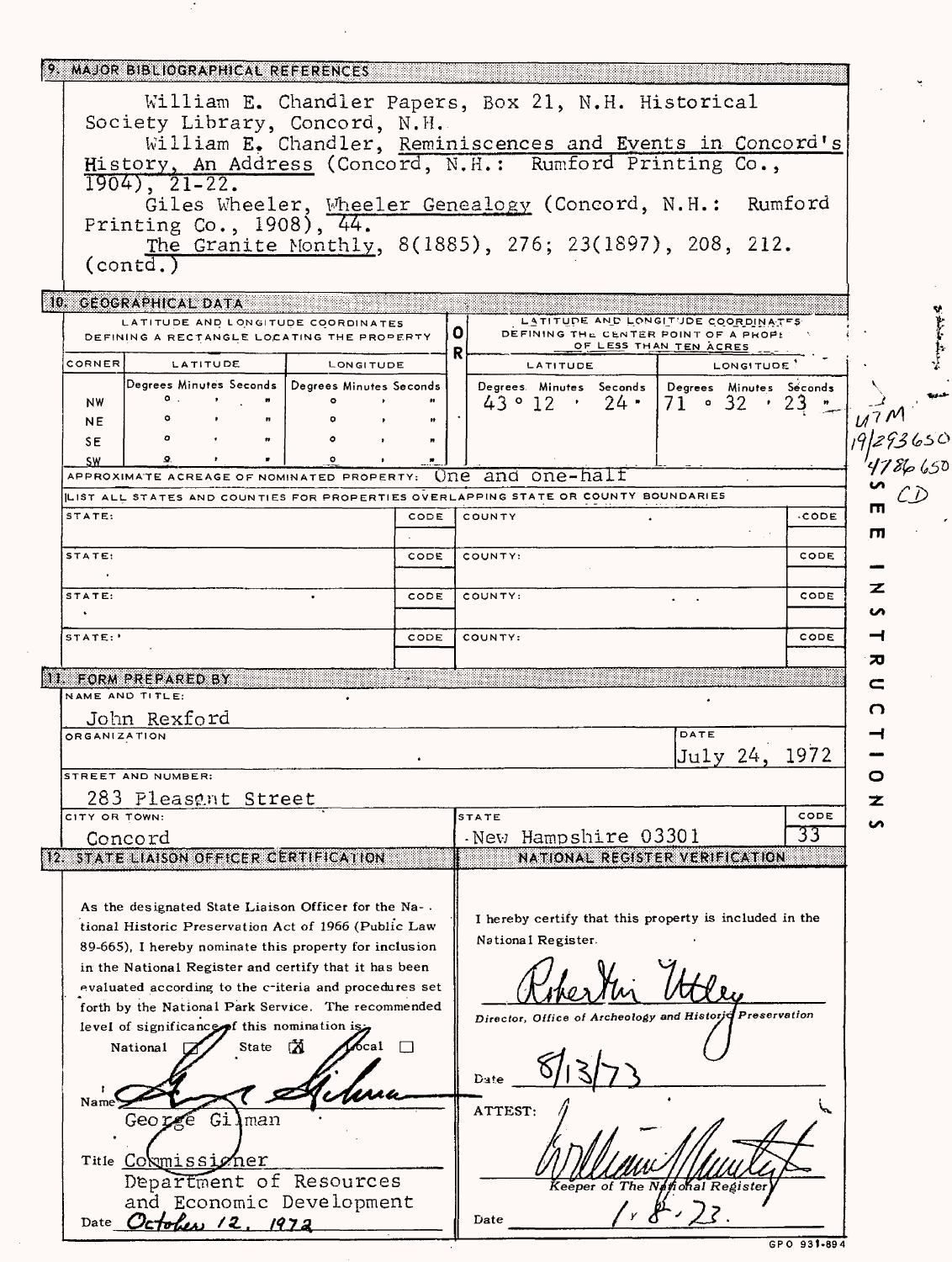## 9. MAJOR BIBLIOGRAPHICAL REFERENCES

William E. Chandler Papers, Box 21, N.H. Historical Society Library, Concord, N.H.

William E. Chandler, Reminiscences and Events in Concord's History, An Address (Concord, N.H.: Rumford Printing Co., 1904), 21-22.

Giles Wheeler, Wheeler Genealogy (Concord, N.H.: Rumford Printing Co., 1908), 44.

The Granite Monthly, 8(1885), 276; 23(1897), 208, 212.

(contd.)

## 10. GEOGRAPHICAL DATA

| LATITUDE AND LONGITUDE COORDINATES DEFINING A RECTANGLE LOCATING THE PROPERTY | | | O R | LATITUDE AND LONGITUDE COORDINATES DEFINING THE CENTER POINT OF A PROPERTY OF LESS THAN TEN ACRES | |
|---|---|---|---|---|---|
| CORNER | LATITUDE | LONGITUDE | | LATITUDE | LONGITUDE |
| | Degrees Minutes Seconds | Degrees Minutes Seconds | | Degrees Minutes Seconds | Degrees Minutes Seconds |
| NW | ° ' " | ° ' " | | 43 ° 12 ' 24 " | 71 ° 32 ' 23 " |
| NE | ° ' " | ° ' " | | | |
| SE | ° ' " | ° ' " | | | |
| SW | ° ' " | ° ' " | | | |

U7M 19/293650 4786650 CD

APPROXIMATE ACREAGE OF NOMINATED PROPERTY: One and one-half

LIST ALL STATES AND COUNTIES FOR PROPERTIES OVERLAPPING STATE OR COUNTY BOUNDARIES

| STATE: | CODE | COUNTY | CODE |
|---|---|---|---|
| STATE: | CODE | COUNTY: | CODE |
| STATE: | CODE | COUNTY: | CODE |
| STATE: | CODE | COUNTY: | CODE |

SEE INSTRUCTIONS

## 11. FORM PREPARED BY

NAME AND TITLE: John Rexford

ORGANIZATION:

DATE: July 24, 1972

STREET AND NUMBER: 283 Pleasant Street

CITY OR TOWN: Concord

STATE: New Hampshire 03301

CODE: 33

## 12. STATE LIAISON OFFICER CERTIFICATION

As the designated State Liaison Officer for the National Historic Preservation Act of 1966 (Public Law 89-665), I hereby nominate this property for inclusion in the National Register and certify that it has been evaluated according to the criteria and procedures set forth by the National Park Service. The recommended level of significance of this nomination is:

National ☐ State ☒ Local ☐

Name George Gilman

Title Commissioner
Department of Resources and Economic Development

Date October 12, 1972

## NATIONAL REGISTER VERIFICATION

I hereby certify that this property is included in the National Register.

Director, Office of Archeology and Historic Preservation

Date 8/13/73

ATTEST:

Keeper of The National Register

Date 1.8.73.

GPO 931-894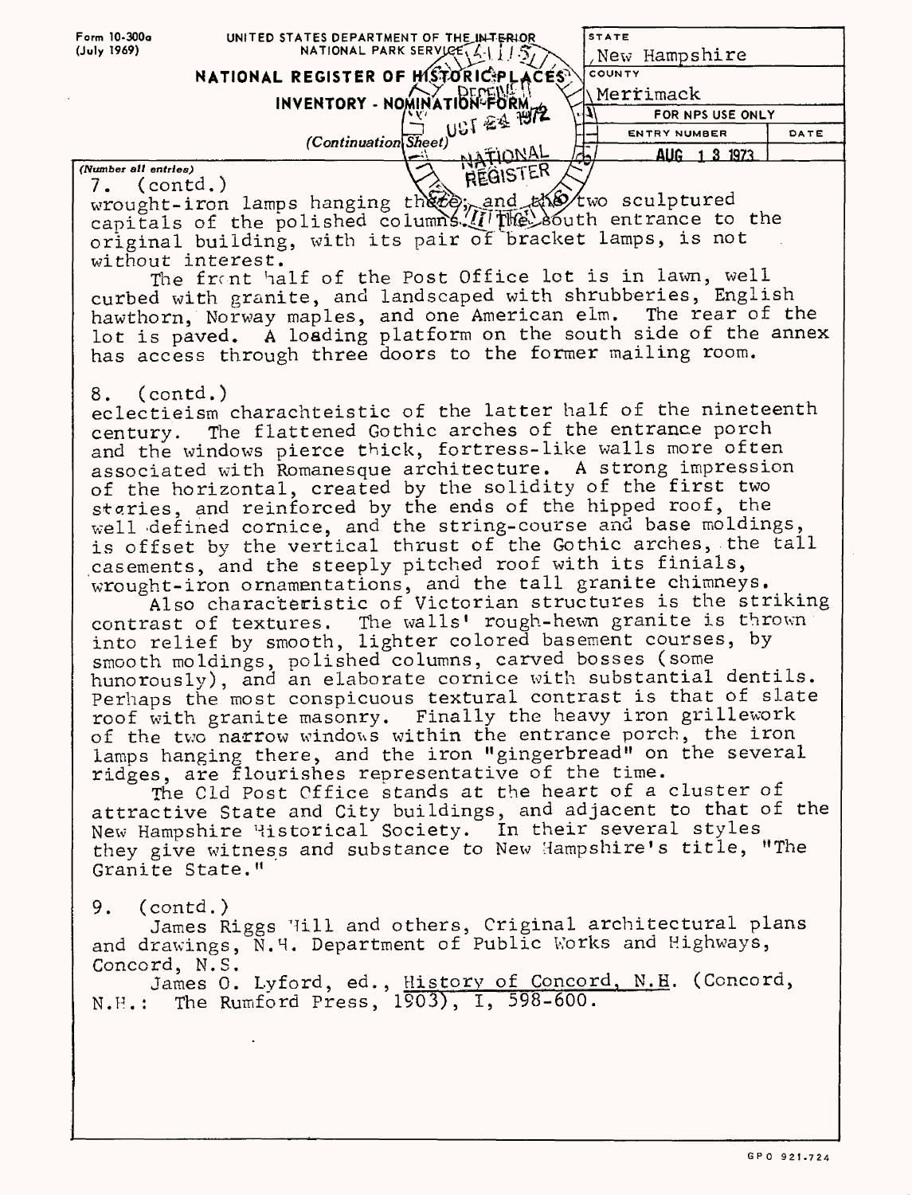Form 10-300a (July 1969)

UNITED STATES DEPARTMENT OF THE INTERIOR
NATIONAL PARK SERVICE

NATIONAL REGISTER OF HISTORIC PLACES
INVENTORY - NOMINATION FORM

(Continuation Sheet)

| | |
|---|---|
| STATE | New Hampshire |
| COUNTY | Merrimack |
| FOR NPS USE ONLY | |
| ENTRY NUMBER | DATE |
| | AUG 1 3 1973 |

(Number all entries)

7. (contd.)

wrought-iron lamps hanging there, and the two sculptured capitals of the polished columns. The south entrance to the original building, with its pair of bracket lamps, is not without interest.

The front half of the Post Office lot is in lawn, well curbed with granite, and landscaped with shrubberies, English hawthorn, Norway maples, and one American elm. The rear of the lot is paved. A loading platform on the south side of the annex has access through three doors to the former mailing room.

8. (contd.)

eclectieism charachteistic of the latter half of the nineteenth century. The flattened Gothic arches of the entrance porch and the windows pierce thick, fortress-like walls more often associated with Romanesque architecture. A strong impression of the horizontal, created by the solidity of the first two stories, and reinforced by the ends of the hipped roof, the well defined cornice, and the string-course and base moldings, is offset by the vertical thrust of the Gothic arches, the tall casements, and the steeply pitched roof with its finials, wrought-iron ornamentations, and the tall granite chimneys.

Also characteristic of Victorian structures is the striking contrast of textures. The walls' rough-hewn granite is thrown into relief by smooth, lighter colored basement courses, by smooth moldings, polished columns, carved bosses (some hunorously), and an elaborate cornice with substantial dentils. Perhaps the most conspicuous textural contrast is that of slate roof with granite masonry. Finally the heavy iron grillework of the two narrow windows within the entrance porch, the iron lamps hanging there, and the iron "gingerbread" on the several ridges, are flourishes representative of the time.

The Old Post Office stands at the heart of a cluster of attractive State and City buildings, and adjacent to that of the New Hampshire Historical Society. In their several styles they give witness and substance to New Hampshire's title, "The Granite State."

9. (contd.)

James Riggs Hill and others, Original architectural plans and drawings, N.H. Department of Public Works and Highways, Concord, N.S.

James O. Lyford, ed., History of Concord, N.H. (Concord, N.H.: The Rumford Press, 1903), I, 598-600.

GPO 921-724